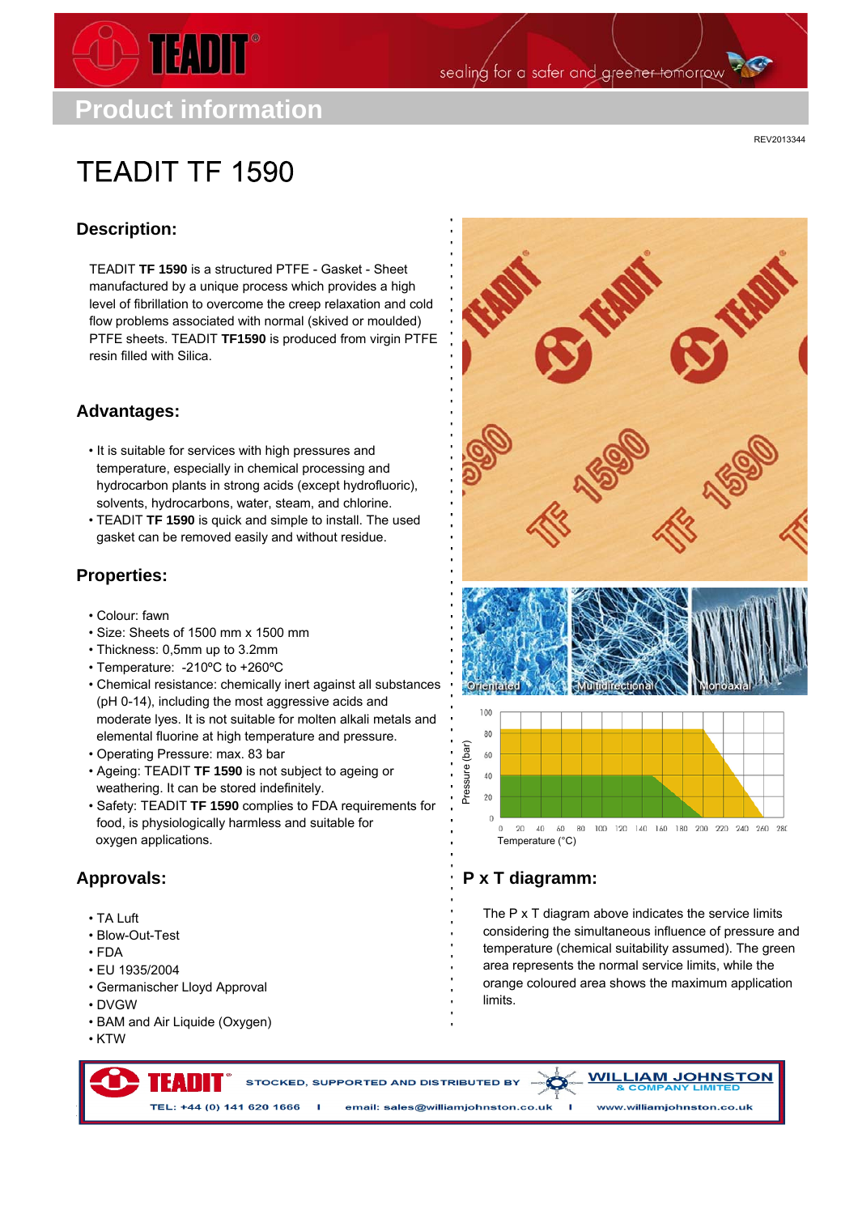# Product information

REV2013344

# TEADIT TF 1590

## Description:

TEADIT **TF 1590** is a structured PTFE - Gasket - Sheet manufactured by a unique process which provides a high level of fibrillation to overcome the creep relaxation and cold flow problems associated with normal (skived or moulded) PTFE sheets. TEADIT **TF1590** is produced from virgin PTFE resin filled with Silica.

## Advantages:

- It is suitable for services with high pressures and temperature, especially in chemical processing and hydrocarbon plants in strong acids (except hydrofluoric), solvents, hydrocarbons, water, steam, and chlorine.
- TEADIT **TF 1590** is quick and simple to install. The used gasket can be removed easily and without residue.

## Properties:

- Colour: fawn
- Size: Sheets of 1500 mm x 1500 mm
- Thickness: 0,5mm up to 3.2mm
- Temperature: -210ºC to +260ºC
- Chemical resistance: chemically inert against all substances (pH 0-14), including the most aggressive acids and moderate lyes. It is not suitable for molten alkali metals and elemental fluorine at high temperature and pressure.
- Operating Pressure: max. 83 bar
- Ageing: TEADIT **TF 1590** is not subject to ageing or weathering. It can be stored indefinitely.
- Safety: TEADIT **TF 1590** complies to FDA requirements for food, is physiologically harmless and suitable for oxygen applications.

## Approvals:

- TA Luft
- Blow-Out-Test
- FDA
- EU 1935/2004
- Germanischer Lloyd Approval
- DVGW
- BAM and Air Liquide (Oxygen)
- KTW

## P x T diagramm:

The P x T diagram above indicates the service limits considering the simultaneous influence of pressure and temperature (chemical suitability assumed). The green area represents the normal service limits, while the orange coloured area shows the maximum application limits.

STOCKED, SUPPORTED AND DISTRIBUTED BY WILLIAM JOHNSTON & COMPANY LIMITED

TEL: +44 (0) 141 620 1666 | email: sales@williamjohnston.co.uk | www.williamjohnston.co.uk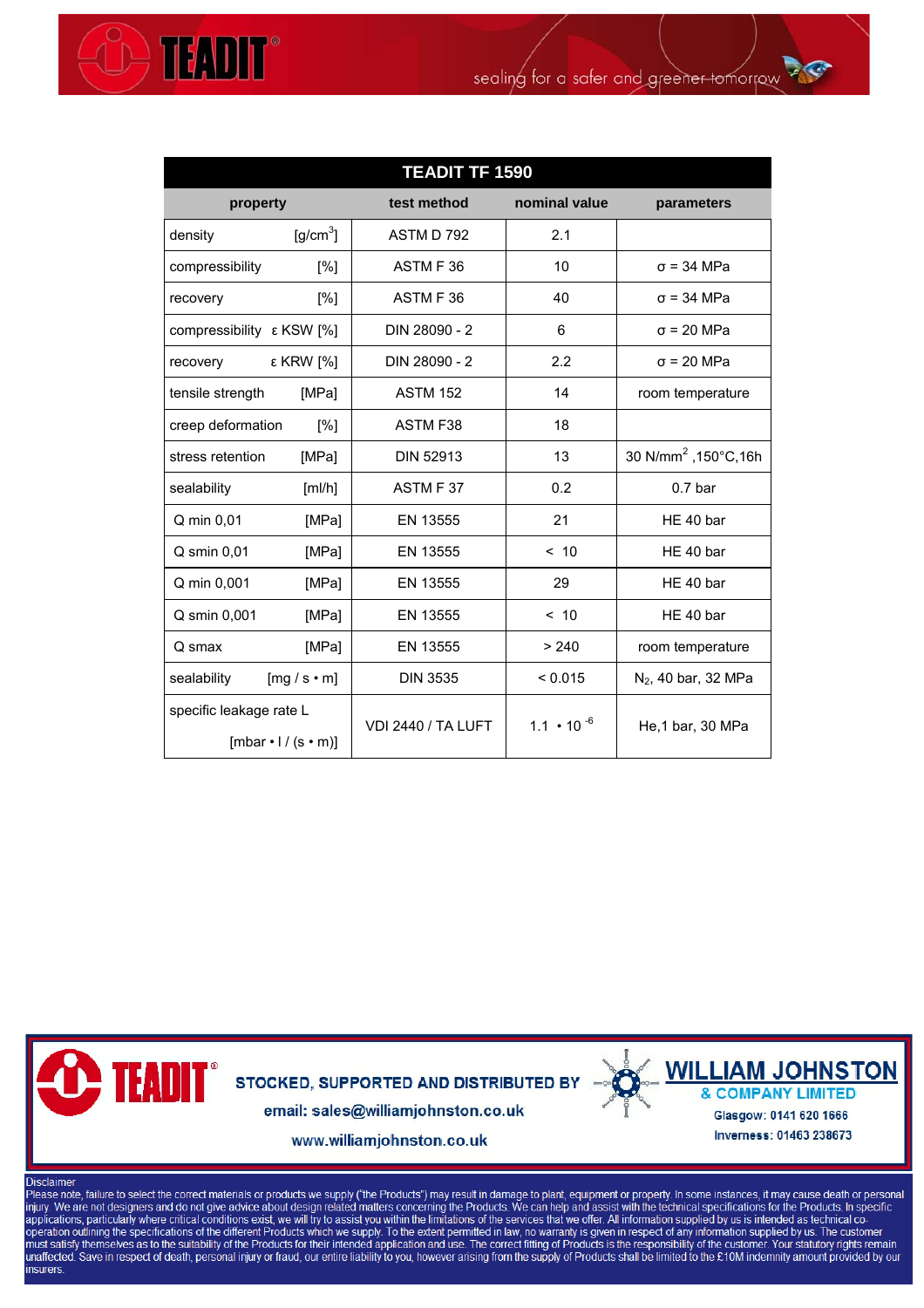| TEADIT TF 1590 | | | |
|---|---|---|---|
| **property** | **test method** | **nominal value** | **parameters** |
| density [g/cm$^3$] | ASTM D 792 | 2.1 | |
| compressibility [%] | ASTM F 36 | 10 | σ = 34 MPa |
| recovery [%] | ASTM F 36 | 40 | σ = 34 MPa |
| compressibility ε KSW [%] | DIN 28090 - 2 | 6 | σ = 20 MPa |
| recovery ε KRW [%] | DIN 28090 - 2 | 2.2 | σ = 20 MPa |
| tensile strength [MPa] | ASTM 152 | 14 | room temperature |
| creep deformation [%] | ASTM F38 | 18 | |
| stress retention [MPa] | DIN 52913 | 13 | 30 N/mm$^2$ ,150°C,16h |
| sealability [ml/h] | ASTM F 37 | 0.2 | 0.7 bar |
| Q min 0,01 [MPa] | EN 13555 | 21 | HE 40 bar |
| Q smin 0,01 [MPa] | EN 13555 | < 10 | HE 40 bar |
| Q min 0,001 [MPa] | EN 13555 | 29 | HE 40 bar |
| Q smin 0,001 [MPa] | EN 13555 | < 10 | HE 40 bar |
| Q smax [MPa] | EN 13555 | > 240 | room temperature |
| sealability [mg / s • m] | DIN 3535 | < 0.015 | $N_2$, 40 bar, 32 MPa |
| specific leakage rate L [mbar • l / (s • m)] | VDI 2440 / TA LUFT | 1.1 • $10^{-6}$ | He,1 bar, 30 MPa |

STOCKED, SUPPORTED AND DISTRIBUTED BY

email: sales@williamjohnston.co.uk

www.williamjohnston.co.uk

WILLIAM JOHNSTON & COMPANY LIMITED

Glasgow: 0141 620 1666

Inverness: 01463 238673

Disclaimer

Please note, failure to select the correct materials or products we supply ("the Products") may result in damage to plant, equipment or property. In some instances, it may cause death or personal injury. We are not designers and do not give advice about design related matters concerning the Products. We can help and assist with the technical specifications for the Products. In specific applications, particularly where critical conditions exist, we will try to assist you within the limitations of the services that we offer. All information supplied by us is intended as technical co-operation outlining the specifications of the different Products which we supply. To the extent permitted in law, no warranty is given in respect of any information supplied by us. The customer must satisfy themselves as to the suitability of the Products for their intended application and use. The correct fitting of Products is the responsibility of the customer. Your statutory rights remain unaffected. Save in respect of death, personal injury or fraud, our entire liability to you, however arising from the supply of Products shall be limited to the £10M indemnity amount provided by our insurers.